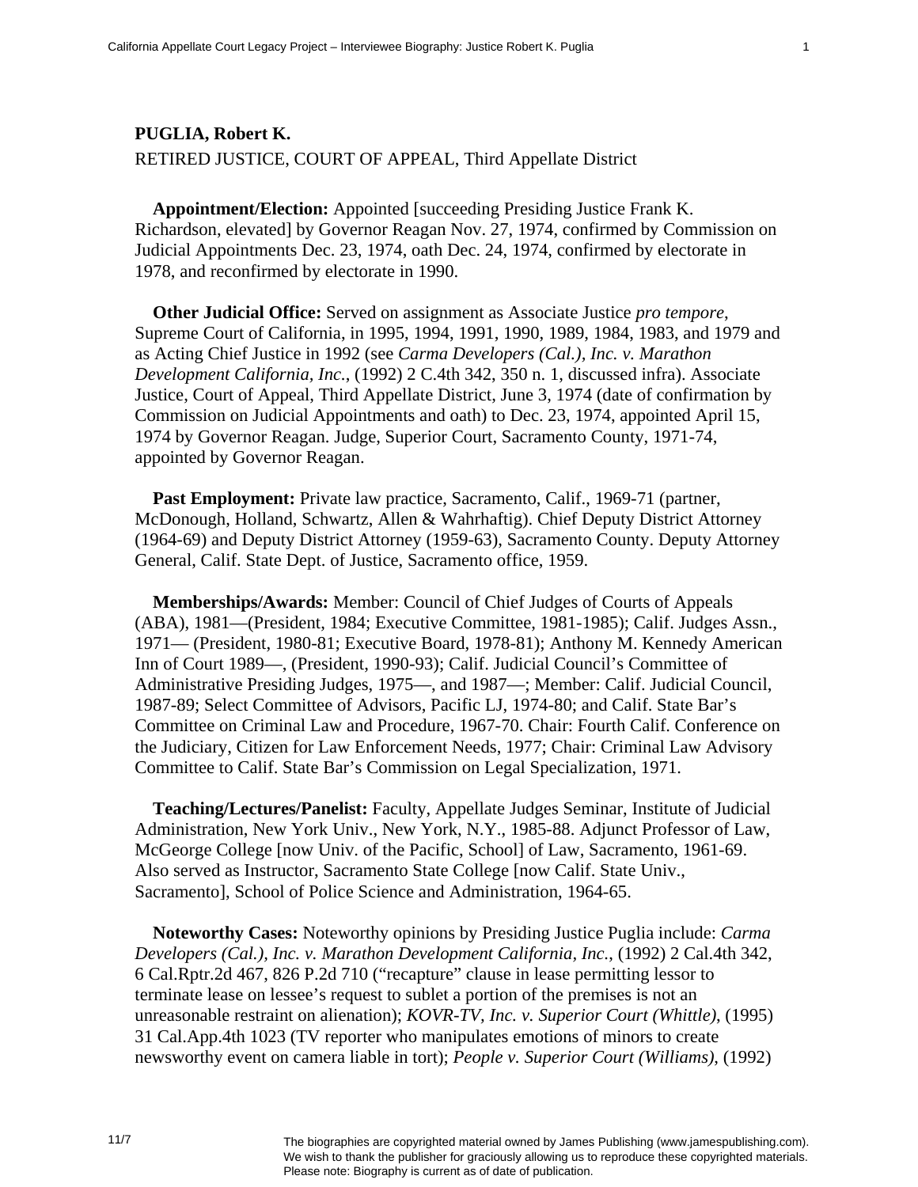**PUGLIA, Robert K.**

RETIRED JUSTICE, COURT OF APPEAL, Third Appellate District

**Appointment/Election:** Appointed [succeeding Presiding Justice Frank K. Richardson, elevated] by Governor Reagan Nov. 27, 1974, confirmed by Commission on Judicial Appointments Dec. 23, 1974, oath Dec. 24, 1974, confirmed by electorate in 1978, and reconfirmed by electorate in 1990.

**Other Judicial Office:** Served on assignment as Associate Justice *pro tempore*, Supreme Court of California, in 1995, 1994, 1991, 1990, 1989, 1984, 1983, and 1979 and as Acting Chief Justice in 1992 (see *Carma Developers (Cal.), Inc. v. Marathon Development California, Inc.*, (1992) 2 C.4th 342, 350 n. 1, discussed infra). Associate Justice, Court of Appeal, Third Appellate District, June 3, 1974 (date of confirmation by Commission on Judicial Appointments and oath) to Dec. 23, 1974, appointed April 15, 1974 by Governor Reagan. Judge, Superior Court, Sacramento County, 1971-74, appointed by Governor Reagan.

**Past Employment:** Private law practice, Sacramento, Calif., 1969-71 (partner, McDonough, Holland, Schwartz, Allen & Wahrhaftig). Chief Deputy District Attorney (1964-69) and Deputy District Attorney (1959-63), Sacramento County. Deputy Attorney General, Calif. State Dept. of Justice, Sacramento office, 1959.

**Memberships/Awards:** Member: Council of Chief Judges of Courts of Appeals (ABA), 1981—(President, 1984; Executive Committee, 1981-1985); Calif. Judges Assn., 1971— (President, 1980-81; Executive Board, 1978-81); Anthony M. Kennedy American Inn of Court 1989—, (President, 1990-93); Calif. Judicial Council's Committee of Administrative Presiding Judges, 1975—, and 1987—; Member: Calif. Judicial Council, 1987-89; Select Committee of Advisors, Pacific LJ, 1974-80; and Calif. State Bar's Committee on Criminal Law and Procedure, 1967-70. Chair: Fourth Calif. Conference on the Judiciary, Citizen for Law Enforcement Needs, 1977; Chair: Criminal Law Advisory Committee to Calif. State Bar's Commission on Legal Specialization, 1971.

**Teaching/Lectures/Panelist:** Faculty, Appellate Judges Seminar, Institute of Judicial Administration, New York Univ., New York, N.Y., 1985-88. Adjunct Professor of Law, McGeorge College [now Univ. of the Pacific, School] of Law, Sacramento, 1961-69. Also served as Instructor, Sacramento State College [now Calif. State Univ., Sacramento], School of Police Science and Administration, 1964-65.

**Noteworthy Cases:** Noteworthy opinions by Presiding Justice Puglia include: *Carma Developers (Cal.), Inc. v. Marathon Development California, Inc.*, (1992) 2 Cal.4th 342, 6 Cal.Rptr.2d 467, 826 P.2d 710 ("recapture" clause in lease permitting lessor to terminate lease on lessee's request to sublet a portion of the premises is not an unreasonable restraint on alienation); *KOVR-TV, Inc. v. Superior Court (Whittle)*, (1995) 31 Cal.App.4th 1023 (TV reporter who manipulates emotions of minors to create newsworthy event on camera liable in tort); *People v. Superior Court (Williams)*, (1992)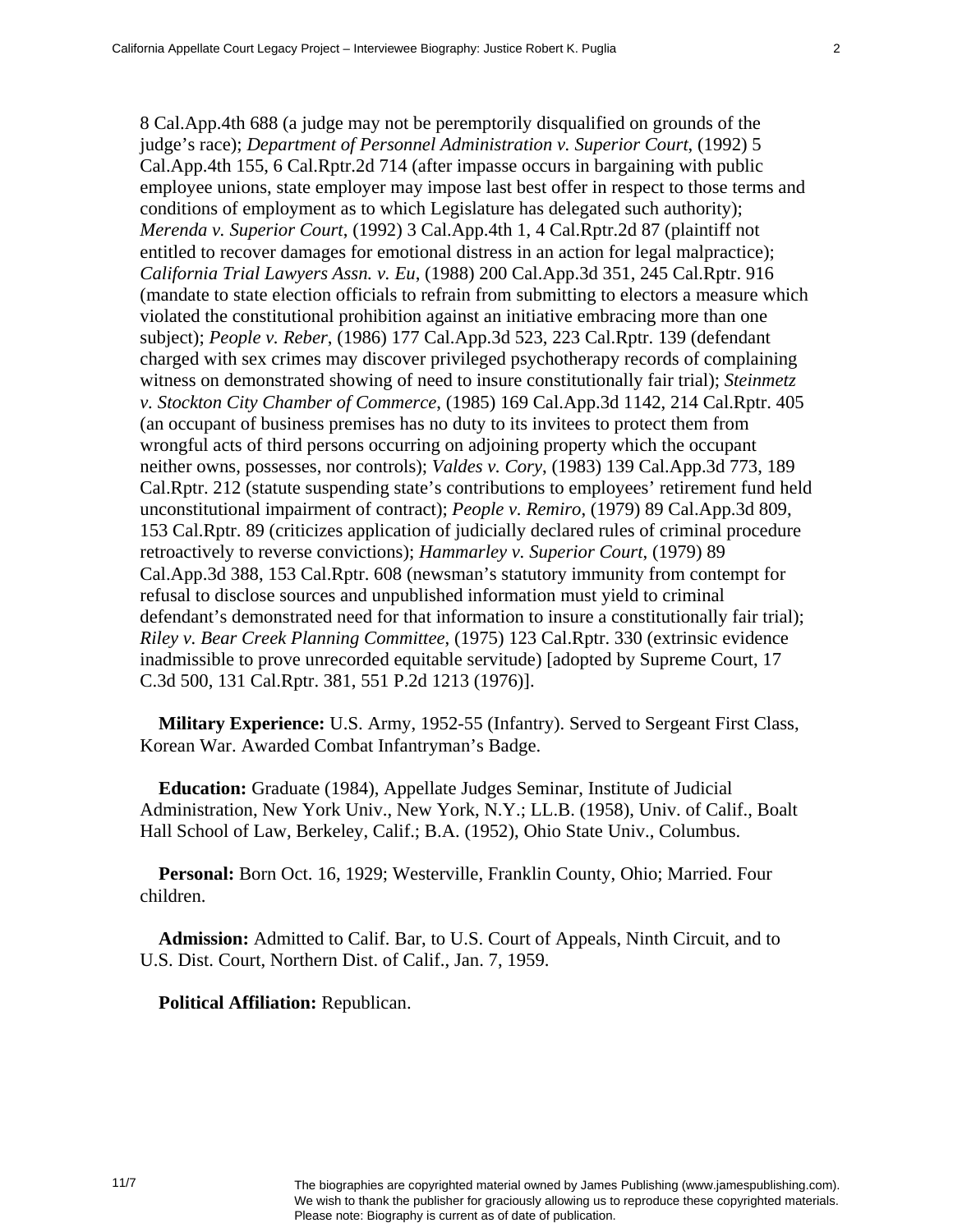8 Cal.App.4th 688 (a judge may not be peremptorily disqualified on grounds of the judge's race); *Department of Personnel Administration v. Superior Court*, (1992) 5 Cal.App.4th 155, 6 Cal.Rptr.2d 714 (after impasse occurs in bargaining with public employee unions, state employer may impose last best offer in respect to those terms and conditions of employment as to which Legislature has delegated such authority); *Merenda v. Superior Court*, (1992) 3 Cal.App.4th 1, 4 Cal.Rptr.2d 87 (plaintiff not entitled to recover damages for emotional distress in an action for legal malpractice); *California Trial Lawyers Assn. v. Eu*, (1988) 200 Cal.App.3d 351, 245 Cal.Rptr. 916 (mandate to state election officials to refrain from submitting to electors a measure which violated the constitutional prohibition against an initiative embracing more than one subject); *People v. Reber*, (1986) 177 Cal.App.3d 523, 223 Cal.Rptr. 139 (defendant charged with sex crimes may discover privileged psychotherapy records of complaining witness on demonstrated showing of need to insure constitutionally fair trial); *Steinmetz v. Stockton City Chamber of Commerce*, (1985) 169 Cal.App.3d 1142, 214 Cal.Rptr. 405 (an occupant of business premises has no duty to its invitees to protect them from wrongful acts of third persons occurring on adjoining property which the occupant neither owns, possesses, nor controls); *Valdes v. Cory*, (1983) 139 Cal.App.3d 773, 189 Cal.Rptr. 212 (statute suspending state's contributions to employees' retirement fund held unconstitutional impairment of contract); *People v. Remiro*, (1979) 89 Cal.App.3d 809, 153 Cal.Rptr. 89 (criticizes application of judicially declared rules of criminal procedure retroactively to reverse convictions); *Hammarley v. Superior Court*, (1979) 89 Cal.App.3d 388, 153 Cal.Rptr. 608 (newsman's statutory immunity from contempt for refusal to disclose sources and unpublished information must yield to criminal defendant's demonstrated need for that information to insure a constitutionally fair trial); *Riley v. Bear Creek Planning Committee*, (1975) 123 Cal.Rptr. 330 (extrinsic evidence inadmissible to prove unrecorded equitable servitude) [adopted by Supreme Court, 17 C.3d 500, 131 Cal.Rptr. 381, 551 P.2d 1213 (1976)].

**Military Experience:** U.S. Army, 1952-55 (Infantry). Served to Sergeant First Class, Korean War. Awarded Combat Infantryman's Badge.

**Education:** Graduate (1984), Appellate Judges Seminar, Institute of Judicial Administration, New York Univ., New York, N.Y.; LL.B. (1958), Univ. of Calif., Boalt Hall School of Law, Berkeley, Calif.; B.A. (1952), Ohio State Univ., Columbus.

**Personal:** Born Oct. 16, 1929; Westerville, Franklin County, Ohio; Married. Four children.

**Admission:** Admitted to Calif. Bar, to U.S. Court of Appeals, Ninth Circuit, and to U.S. Dist. Court, Northern Dist. of Calif., Jan. 7, 1959.

**Political Affiliation:** Republican.

The biographies are copyrighted material owned by James Publishing (www.jamespublishing.com). We wish to thank the publisher for graciously allowing us to reproduce these copyrighted materials. Please note: Biography is current as of date of publication.